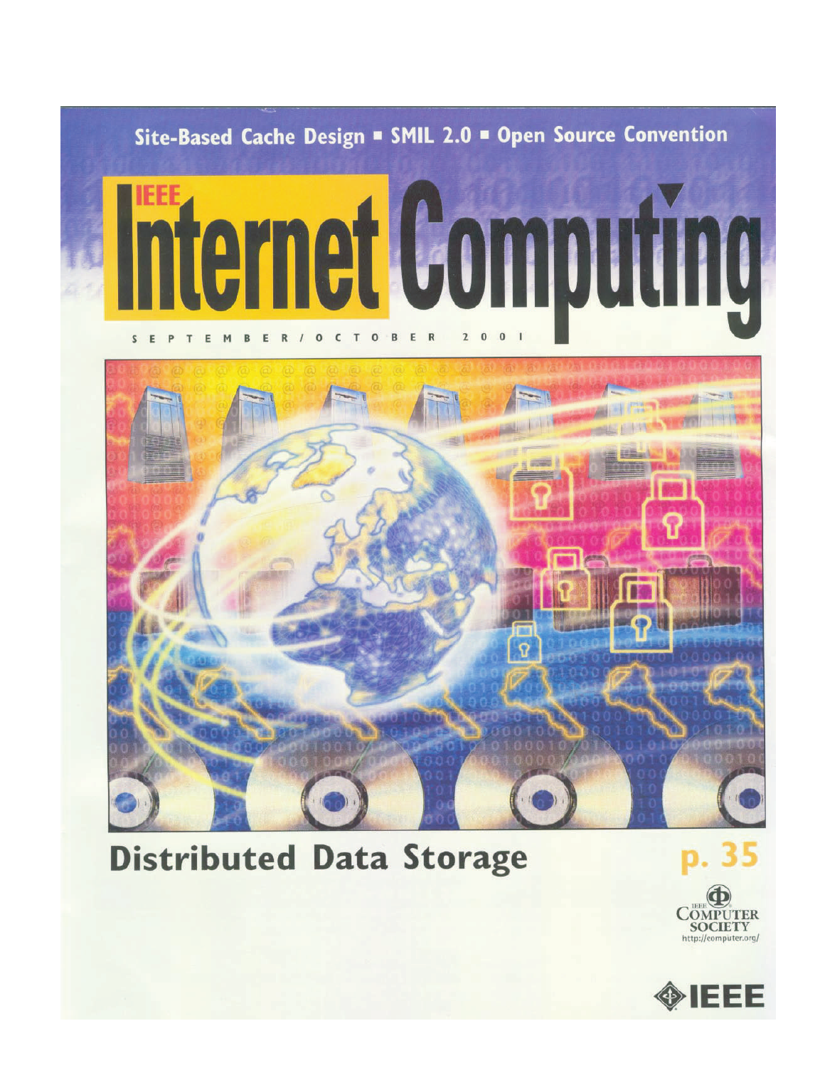Site-Based Cache Design ■ SMIL 2.0 ■ Open Source Convention

# IEEE Internet Computing

SEPTEMBER/OCTOBER 2001

## Distributed Data Storage

p. 35

IEEE Computer Society
http://computer.org/

IEEE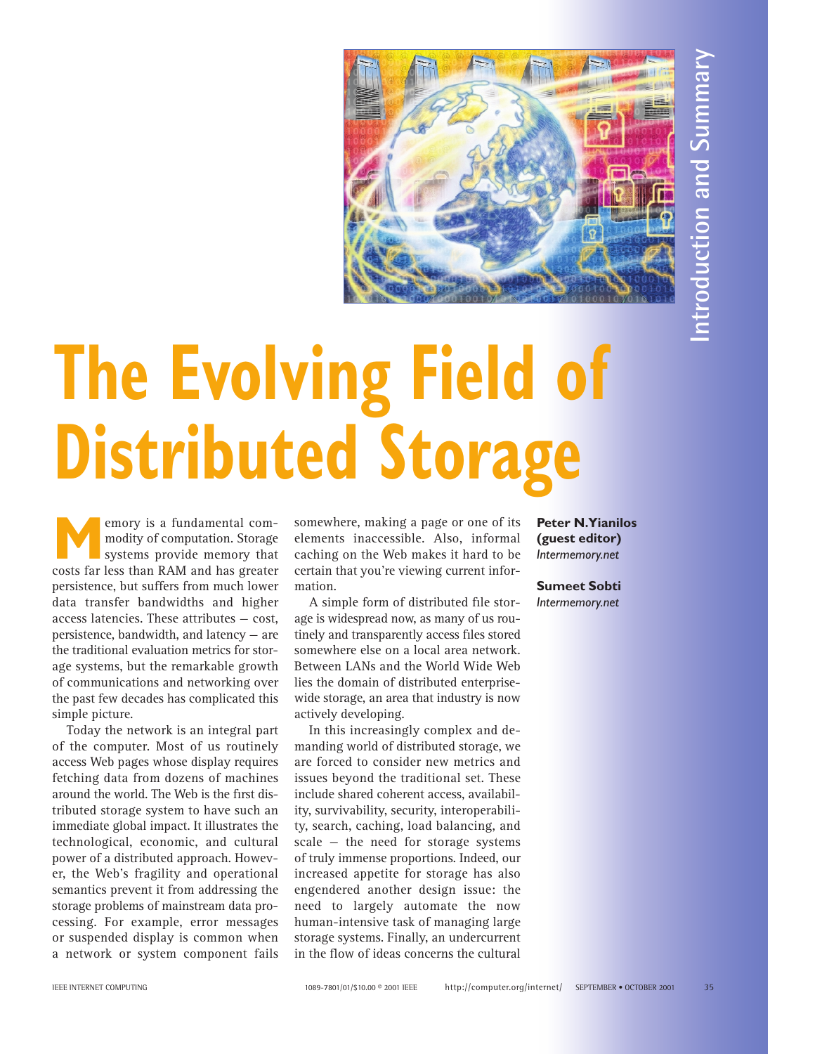Introduction and Summary

# The Evolving Field of Distributed Storage

**Peter N. Yianilos (guest editor)**
*Intermemory.net*

**Sumeet Sobti**
*Intermemory.net*

Memory is a fundamental commodity of computation. Storage systems provide memory that costs far less than RAM and has greater persistence, but suffers from much lower data transfer bandwidths and higher access latencies. These attributes — cost, persistence, bandwidth, and latency — are the traditional evaluation metrics for storage systems, but the remarkable growth of communications and networking over the past few decades has complicated this simple picture.

Today the network is an integral part of the computer. Most of us routinely access Web pages whose display requires fetching data from dozens of machines around the world. The Web is the first distributed storage system to have such an immediate global impact. It illustrates the technological, economic, and cultural power of a distributed approach. However, the Web's fragility and operational semantics prevent it from addressing the storage problems of mainstream data processing. For example, error messages or suspended display is common when a network or system component fails somewhere, making a page or one of its elements inaccessible. Also, informal caching on the Web makes it hard to be certain that you're viewing current information.

A simple form of distributed file storage is widespread now, as many of us routinely and transparently access files stored somewhere else on a local area network. Between LANs and the World Wide Web lies the domain of distributed enterprise-wide storage, an area that industry is now actively developing.

In this increasingly complex and demanding world of distributed storage, we are forced to consider new metrics and issues beyond the traditional set. These include shared coherent access, availability, survivability, security, interoperability, search, caching, load balancing, and scale — the need for storage systems of truly immense proportions. Indeed, our increased appetite for storage has also engendered another design issue: the need to largely automate the now human-intensive task of managing large storage systems. Finally, an undercurrent in the flow of ideas concerns the cultural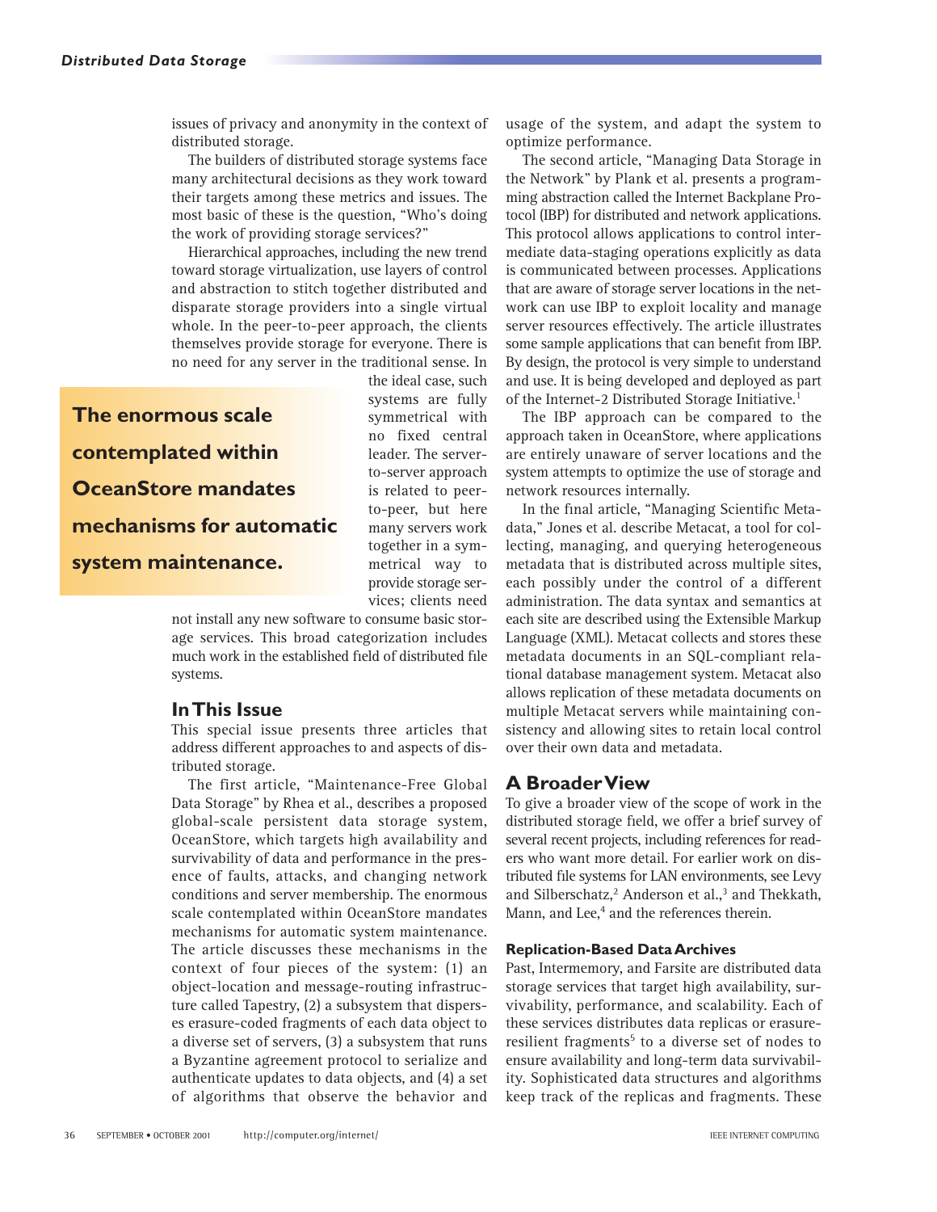issues of privacy and anonymity in the context of distributed storage.

The builders of distributed storage systems face many architectural decisions as they work toward their targets among these metrics and issues. The most basic of these is the question, "Who's doing the work of providing storage services?"

Hierarchical approaches, including the new trend toward storage virtualization, use layers of control and abstraction to stitch together distributed and disparate storage providers into a single virtual whole. In the peer-to-peer approach, the clients themselves provide storage for everyone. There is no need for any server in the traditional sense. In the ideal case, such systems are fully symmetrical with no fixed central leader. The server-to-server approach is related to peer-to-peer, but here many servers work together in a symmetrical way to provide storage services; clients need not install any new software to consume basic storage services. This broad categorization includes much work in the established field of distributed file systems.

**The enormous scale contemplated within OceanStore mandates mechanisms for automatic system maintenance.**

## In This Issue

This special issue presents three articles that address different approaches to and aspects of distributed storage.

The first article, "Maintenance-Free Global Data Storage" by Rhea et al., describes a proposed global-scale persistent data storage system, OceanStore, which targets high availability and survivability of data and performance in the presence of faults, attacks, and changing network conditions and server membership. The enormous scale contemplated within OceanStore mandates mechanisms for automatic system maintenance. The article discusses these mechanisms in the context of four pieces of the system: (1) an object-location and message-routing infrastructure called Tapestry, (2) a subsystem that disperses erasure-coded fragments of each data object to a diverse set of servers, (3) a subsystem that runs a Byzantine agreement protocol to serialize and authenticate updates to data objects, and (4) a set of algorithms that observe the behavior and usage of the system, and adapt the system to optimize performance.

The second article, "Managing Data Storage in the Network" by Plank et al. presents a programming abstraction called the Internet Backplane Protocol (IBP) for distributed and network applications. This protocol allows applications to control intermediate data-staging operations explicitly as data is communicated between processes. Applications that are aware of storage server locations in the network can use IBP to exploit locality and manage server resources effectively. The article illustrates some sample applications that can benefit from IBP. By design, the protocol is very simple to understand and use. It is being developed and deployed as part of the Internet-2 Distributed Storage Initiative.[1]

The IBP approach can be compared to the approach taken in OceanStore, where applications are entirely unaware of server locations and the system attempts to optimize the use of storage and network resources internally.

In the final article, "Managing Scientific Metadata," Jones et al. describe Metacat, a tool for collecting, managing, and querying heterogeneous metadata that is distributed across multiple sites, each possibly under the control of a different administration. The data syntax and semantics at each site are described using the Extensible Markup Language (XML). Metacat collects and stores these metadata documents in an SQL-compliant relational database management system. Metacat also allows replication of these metadata documents on multiple Metacat servers while maintaining consistency and allowing sites to retain local control over their own data and metadata.

## A Broader View

To give a broader view of the scope of work in the distributed storage field, we offer a brief survey of several recent projects, including references for readers who want more detail. For earlier work on distributed file systems for LAN environments, see Levy and Silberschatz,[2] Anderson et al.,[3] and Thekkath, Mann, and Lee,[4] and the references therein.

### Replication-Based Data Archives

Past, Intermemory, and Farsite are distributed data storage services that target high availability, survivability, performance, and scalability. Each of these services distributes data replicas or erasure-resilient fragments[5] to a diverse set of nodes to ensure availability and long-term data survivability. Sophisticated data structures and algorithms keep track of the replicas and fragments. These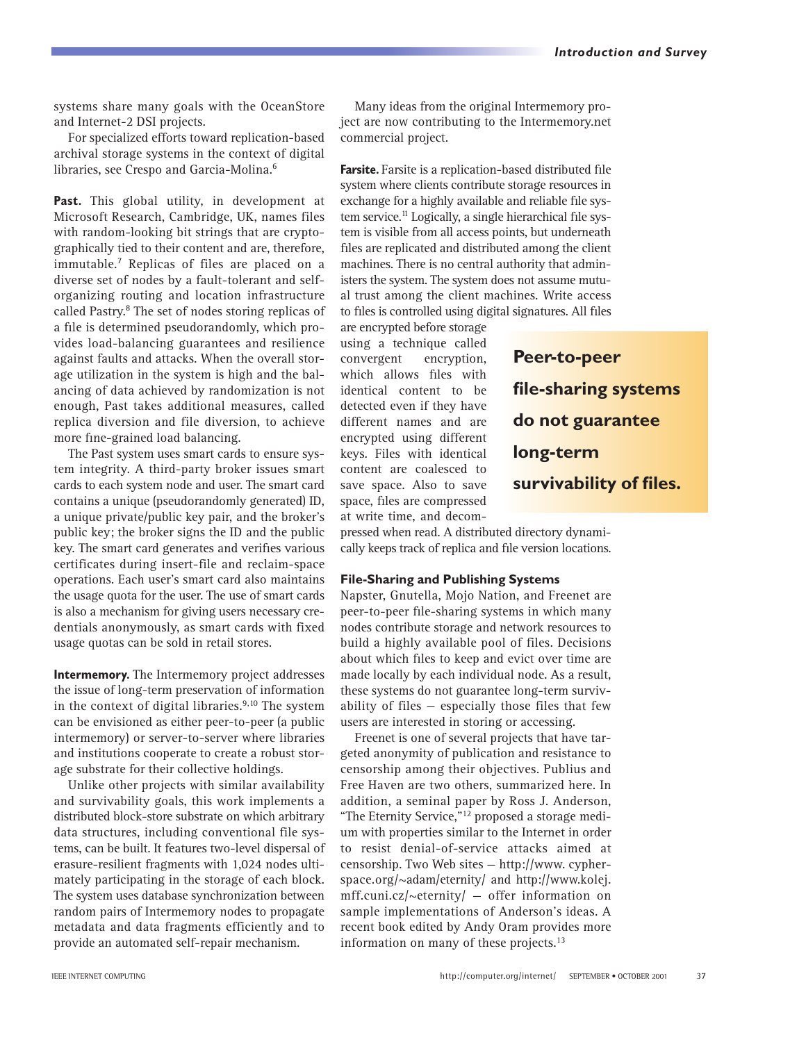systems share many goals with the OceanStore and Internet-2 DSI projects.

For specialized efforts toward replication-based archival storage systems in the context of digital libraries, see Crespo and Garcia-Molina.[6]

**Past.** This global utility, in development at Microsoft Research, Cambridge, UK, names files with random-looking bit strings that are cryptographically tied to their content and are, therefore, immutable.[7] Replicas of files are placed on a diverse set of nodes by a fault-tolerant and self-organizing routing and location infrastructure called Pastry.[8] The set of nodes storing replicas of a file is determined pseudorandomly, which provides load-balancing guarantees and resilience against faults and attacks. When the overall storage utilization in the system is high and the balancing of data achieved by randomization is not enough, Past takes additional measures, called replica diversion and file diversion, to achieve more fine-grained load balancing.

The Past system uses smart cards to ensure system integrity. A third-party broker issues smart cards to each system node and user. The smart card contains a unique (pseudorandomly generated) ID, a unique private/public key pair, and the broker's public key; the broker signs the ID and the public key. The smart card generates and verifies various certificates during insert-file and reclaim-space operations. Each user's smart card also maintains the usage quota for the user. The use of smart cards is also a mechanism for giving users necessary credentials anonymously, as smart cards with fixed usage quotas can be sold in retail stores.

**Intermemory.** The Intermemory project addresses the issue of long-term preservation of information in the context of digital libraries.[9,10] The system can be envisioned as either peer-to-peer (a public intermemory) or server-to-server where libraries and institutions cooperate to create a robust storage substrate for their collective holdings.

Unlike other projects with similar availability and survivability goals, this work implements a distributed block-store substrate on which arbitrary data structures, including conventional file systems, can be built. It features two-level dispersal of erasure-resilient fragments with 1,024 nodes ultimately participating in the storage of each block. The system uses database synchronization between random pairs of Intermemory nodes to propagate metadata and data fragments efficiently and to provide an automated self-repair mechanism.

Many ideas from the original Intermemory project are now contributing to the Intermemory.net commercial project.

**Farsite.** Farsite is a replication-based distributed file system where clients contribute storage resources in exchange for a highly available and reliable file system service.[11] Logically, a single hierarchical file system is visible from all access points, but underneath files are replicated and distributed among the client machines. There is no central authority that administers the system. The system does not assume mutual trust among the client machines. Write access to files is controlled using digital signatures. All files are encrypted before storage using a technique called convergent encryption, which allows files with identical content to be detected even if they have different names and are encrypted using different keys. Files with identical content are coalesced to save space. Also to save space, files are compressed at write time, and decompressed when read. A distributed directory dynamically keeps track of replica and file version locations.

**Peer-to-peer file-sharing systems do not guarantee long-term survivability of files.**

### File-Sharing and Publishing Systems

Napster, Gnutella, Mojo Nation, and Freenet are peer-to-peer file-sharing systems in which many nodes contribute storage and network resources to build a highly available pool of files. Decisions about which files to keep and evict over time are made locally by each individual node. As a result, these systems do not guarantee long-term survivability of files — especially those files that few users are interested in storing or accessing.

Freenet is one of several projects that have targeted anonymity of publication and resistance to censorship among their objectives. Publius and Free Haven are two others, summarized here. In addition, a seminal paper by Ross J. Anderson, "The Eternity Service,"[12] proposed a storage medium with properties similar to the Internet in order to resist denial-of-service attacks aimed at censorship. Two Web sites — http://www.cypherspace.org/~adam/eternity/ and http://www.kolej.mff.cuni.cz/~eternity/ — offer information on sample implementations of Anderson's ideas. A recent book edited by Andy Oram provides more information on many of these projects.[13]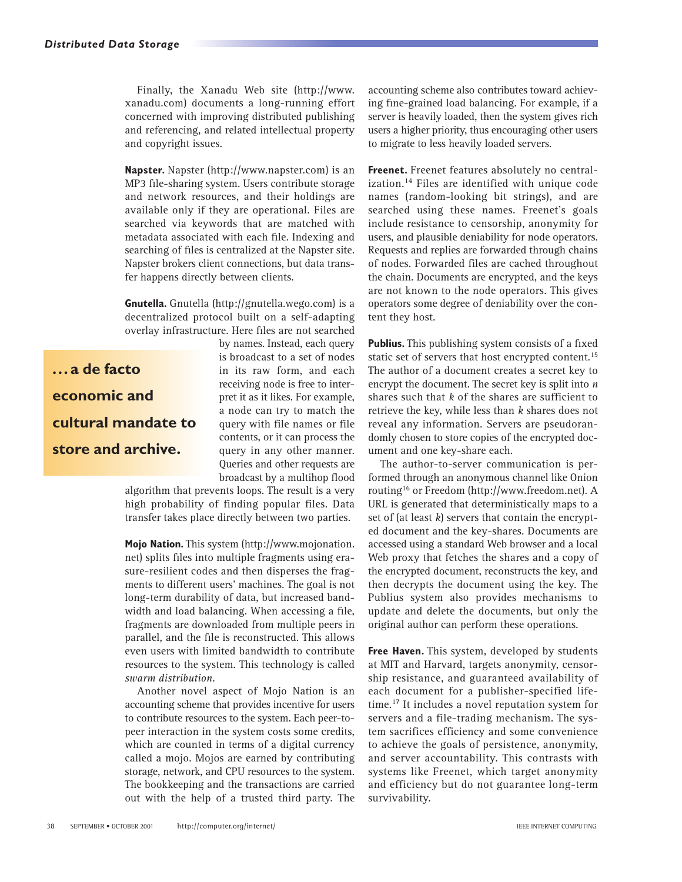Finally, the Xanadu Web site (http://www.xanadu.com) documents a long-running effort concerned with improving distributed publishing and referencing, and related intellectual property and copyright issues.

**Napster.** Napster (http://www.napster.com) is an MP3 file-sharing system. Users contribute storage and network resources, and their holdings are available only if they are operational. Files are searched via keywords that are matched with metadata associated with each file. Indexing and searching of files is centralized at the Napster site. Napster brokers client connections, but data transfer happens directly between clients.

**Gnutella.** Gnutella (http://gnutella.wego.com) is a decentralized protocol built on a self-adapting overlay infrastructure. Here files are not searched by names. Instead, each query is broadcast to a set of nodes in its raw form, and each receiving node is free to interpret it as it likes. For example, a node can try to match the query with file names or file contents, or it can process the query in any other manner. Queries and other requests are broadcast by a multihop flood algorithm that prevents loops. The result is a very high probability of finding popular files. Data transfer takes place directly between two parties.

**…a de facto economic and cultural mandate to store and archive.**

**Mojo Nation.** This system (http://www.mojonation.net) splits files into multiple fragments using erasure-resilient codes and then disperses the fragments to different users' machines. The goal is not long-term durability of data, but increased bandwidth and load balancing. When accessing a file, fragments are downloaded from multiple peers in parallel, and the file is reconstructed. This allows even users with limited bandwidth to contribute resources to the system. This technology is called *swarm distribution*.

Another novel aspect of Mojo Nation is an accounting scheme that provides incentive for users to contribute resources to the system. Each peer-to-peer interaction in the system costs some credits, which are counted in terms of a digital currency called a mojo. Mojos are earned by contributing storage, network, and CPU resources to the system. The bookkeeping and the transactions are carried out with the help of a trusted third party. The accounting scheme also contributes toward achieving fine-grained load balancing. For example, if a server is heavily loaded, then the system gives rich users a higher priority, thus encouraging other users to migrate to less heavily loaded servers.

**Freenet.** Freenet features absolutely no centralization.[14] Files are identified with unique code names (random-looking bit strings), and are searched using these names. Freenet's goals include resistance to censorship, anonymity for users, and plausible deniability for node operators. Requests and replies are forwarded through chains of nodes. Forwarded files are cached throughout the chain. Documents are encrypted, and the keys are not known to the node operators. This gives operators some degree of deniability over the content they host.

**Publius.** This publishing system consists of a fixed static set of servers that host encrypted content.[15] The author of a document creates a secret key to encrypt the document. The secret key is split into $n$ shares such that $k$ of the shares are sufficient to retrieve the key, while less than $k$ shares does not reveal any information. Servers are pseudorandomly chosen to store copies of the encrypted document and one key-share each.

The author-to-server communication is performed through an anonymous channel like Onion routing[16] or Freedom (http://www.freedom.net). A URL is generated that deterministically maps to a set of (at least $k$) servers that contain the encrypted document and the key-shares. Documents are accessed using a standard Web browser and a local Web proxy that fetches the shares and a copy of the encrypted document, reconstructs the key, and then decrypts the document using the key. The Publius system also provides mechanisms to update and delete the documents, but only the original author can perform these operations.

**Free Haven.** This system, developed by students at MIT and Harvard, targets anonymity, censorship resistance, and guaranteed availability of each document for a publisher-specified lifetime.[17] It includes a novel reputation system for servers and a file-trading mechanism. The system sacrifices efficiency and some convenience to achieve the goals of persistence, anonymity, and server accountability. This contrasts with systems like Freenet, which target anonymity and efficiency but do not guarantee long-term survivability.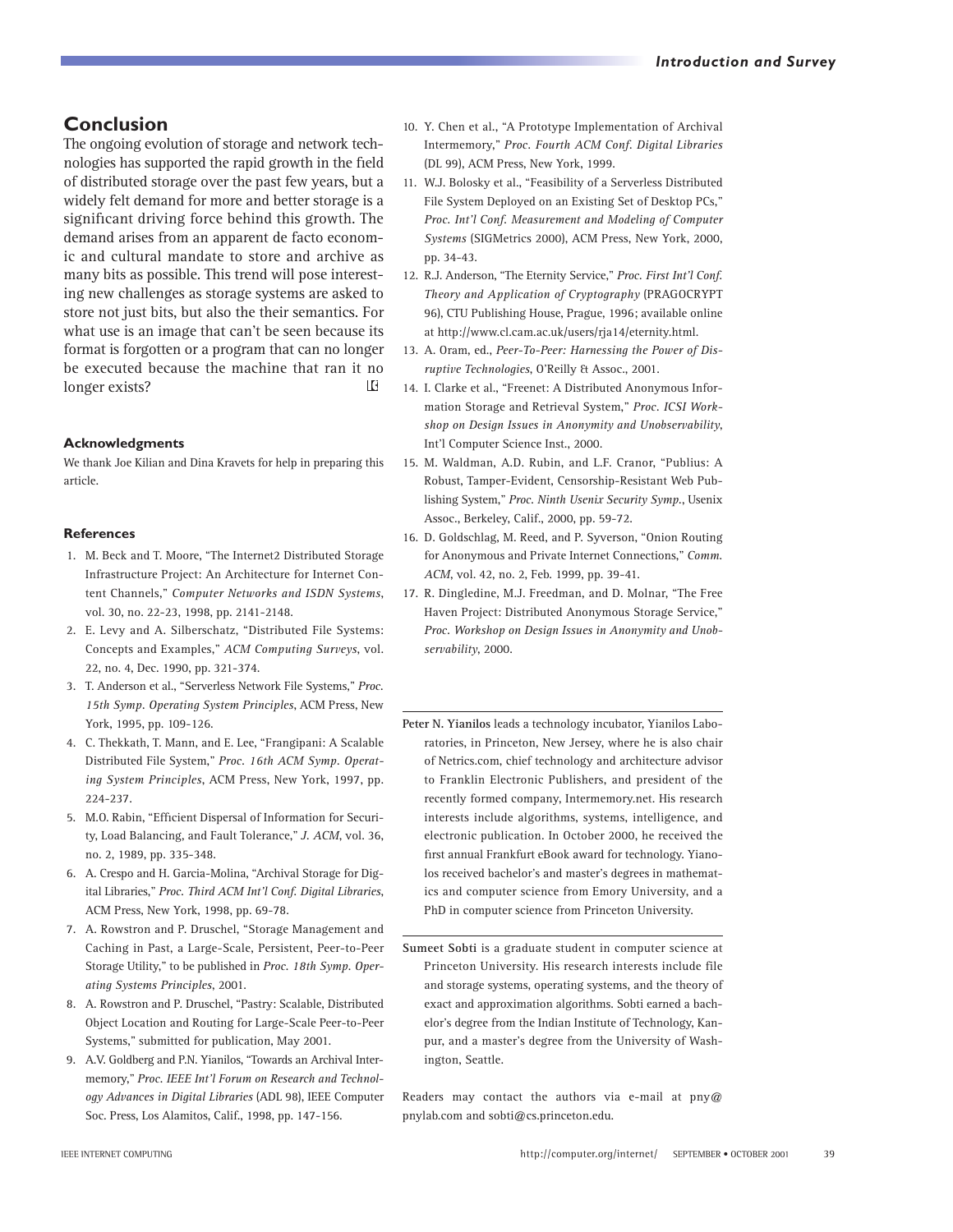## Conclusion

The ongoing evolution of storage and network technologies has supported the rapid growth in the field of distributed storage over the past few years, but a widely felt demand for more and better storage is a significant driving force behind this growth. The demand arises from an apparent de facto economic and cultural mandate to store and archive as many bits as possible. This trend will pose interesting new challenges as storage systems are asked to store not just bits, but also the their semantics. For what use is an image that can't be seen because its format is forgotten or a program that can no longer be executed because the machine that ran it no longer exists?

### Acknowledgments

We thank Joe Kilian and Dina Kravets for help in preparing this article.

### References

1. M. Beck and T. Moore, "The Internet2 Distributed Storage Infrastructure Project: An Architecture for Internet Content Channels," *Computer Networks and ISDN Systems*, vol. 30, no. 22-23, 1998, pp. 2141-2148.
2. E. Levy and A. Silberschatz, "Distributed File Systems: Concepts and Examples," *ACM Computing Surveys*, vol. 22, no. 4, Dec. 1990, pp. 321-374.
3. T. Anderson et al., "Serverless Network File Systems," *Proc. 15th Symp. Operating System Principles*, ACM Press, New York, 1995, pp. 109-126.
4. C. Thekkath, T. Mann, and E. Lee, "Frangipani: A Scalable Distributed File System," *Proc. 16th ACM Symp. Operating System Principles*, ACM Press, New York, 1997, pp. 224-237.
5. M.O. Rabin, "Efficient Dispersal of Information for Security, Load Balancing, and Fault Tolerance," *J. ACM*, vol. 36, no. 2, 1989, pp. 335-348.
6. A. Crespo and H. Garcia-Molina, "Archival Storage for Digital Libraries," *Proc. Third ACM Int'l Conf. Digital Libraries*, ACM Press, New York, 1998, pp. 69-78.
7. A. Rowstron and P. Druschel, "Storage Management and Caching in Past, a Large-Scale, Persistent, Peer-to-Peer Storage Utility," to be published in *Proc. 18th Symp. Operating Systems Principles*, 2001.
8. A. Rowstron and P. Druschel, "Pastry: Scalable, Distributed Object Location and Routing for Large-Scale Peer-to-Peer Systems," submitted for publication, May 2001.
9. A.V. Goldberg and P.N. Yianilos, "Towards an Archival Intermemory," *Proc. IEEE Int'l Forum on Research and Technology Advances in Digital Libraries* (ADL 98), IEEE Computer Soc. Press, Los Alamitos, Calif., 1998, pp. 147-156.
10. Y. Chen et al., "A Prototype Implementation of Archival Intermemory," *Proc. Fourth ACM Conf. Digital Libraries* (DL 99), ACM Press, New York, 1999.
11. W.J. Bolosky et al., "Feasibility of a Serverless Distributed File System Deployed on an Existing Set of Desktop PCs," *Proc. Int'l Conf. Measurement and Modeling of Computer Systems* (SIGMetrics 2000), ACM Press, New York, 2000, pp. 34-43.
12. R.J. Anderson, "The Eternity Service," *Proc. First Int'l Conf. Theory and Application of Cryptography* (PRAGOCRYPT 96), CTU Publishing House, Prague, 1996; available online at http://www.cl.cam.ac.uk/users/rja14/eternity.html.
13. A. Oram, ed., *Peer-To-Peer: Harnessing the Power of Disruptive Technologies*, O'Reilly & Assoc., 2001.
14. I. Clarke et al., "Freenet: A Distributed Anonymous Information Storage and Retrieval System," *Proc. ICSI Workshop on Design Issues in Anonymity and Unobservability*, Int'l Computer Science Inst., 2000.
15. M. Waldman, A.D. Rubin, and L.F. Cranor, "Publius: A Robust, Tamper-Evident, Censorship-Resistant Web Publishing System," *Proc. Ninth Usenix Security Symp.*, Usenix Assoc., Berkeley, Calif., 2000, pp. 59-72.
16. D. Goldschlag, M. Reed, and P. Syverson, "Onion Routing for Anonymous and Private Internet Connections," *Comm. ACM*, vol. 42, no. 2, Feb. 1999, pp. 39-41.
17. R. Dingledine, M.J. Freedman, and D. Molnar, "The Free Haven Project: Distributed Anonymous Storage Service," *Proc. Workshop on Design Issues in Anonymity and Unobservability*, 2000.

**Peter N. Yianilos** leads a technology incubator, Yianilos Laboratories, in Princeton, New Jersey, where he is also chair of Netrics.com, chief technology and architecture advisor to Franklin Electronic Publishers, and president of the recently formed company, Intermemory.net. His research interests include algorithms, systems, intelligence, and electronic publication. In October 2000, he received the first annual Frankfurt eBook award for technology. Yianolos received bachelor's and master's degrees in mathematics and computer science from Emory University, and a PhD in computer science from Princeton University.

**Sumeet Sobti** is a graduate student in computer science at Princeton University. His research interests include file and storage systems, operating systems, and the theory of exact and approximation algorithms. Sobti earned a bachelor's degree from the Indian Institute of Technology, Kanpur, and a master's degree from the University of Washington, Seattle.

Readers may contact the authors via e-mail at pny@pnylab.com and sobti@cs.princeton.edu.